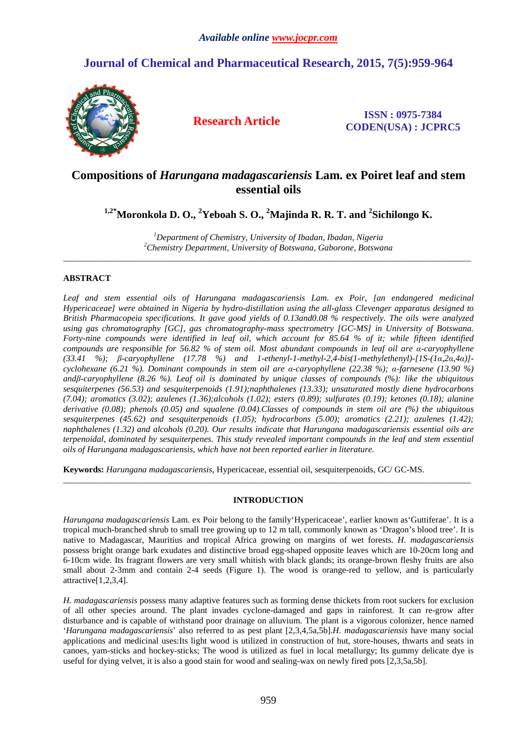*Available online www.jocpr.com*

# Journal of Chemical and Pharmaceutical Research, 2015, 7(5):959-964

**Research Article**

**ISSN : 0975-7384**
**CODEN(USA) : JCPRC5**

# Compositions of *Harungana madagascariensis* Lam. ex Poiret leaf and stem essential oils

**[1,2*]Moronkola D. O., [2]Yeboah S. O., [2]Majinda R. R. T. and [2]Sichilongo K.**

*[1]Department of Chemistry, University of Ibadan, Ibadan, Nigeria*
*[2]Chemistry Department, University of Botswana, Gaborone, Botswana*

---

## ABSTRACT

*Leaf and stem essential oils of Harungana madagascariensis Lam. ex Poir, [an endangered medicinal Hypericaceae] were obtained in Nigeria by hydro-distillation using the all-glass Clevenger apparatus designed to British Pharmacopeia specifications. It gave good yields of 0.13and0.08 % respectively. The oils were analyzed using gas chromatography [GC], gas chromatography-mass spectrometry [GC-MS] in University of Botswana. Forty-nine compounds were identified in leaf oil, which account for 85.64 % of it; while fifteen identified compounds are responsible for 56.82 % of stem oil. Most abundant compounds in leaf oil are α-caryophyllene (33.41 %); β-caryophyllene (17.78 %) and 1-ethenyl-1-methyl-2,4-bis(1-methylethenyl)-[1S-(1α,2α,4α)]-cyclohexane (6.21 %). Dominant compounds in stem oil are α-caryophyllene (22.38 %); α-farnesene (13.90 %) andβ-caryophyllene (8.26 %). Leaf oil is dominated by unique classes of compounds (%): like the ubiquitous sesquiterpenes (56.53) and sesquiterpenoids (1.91);naphthalenes (13.33); unsaturated mostly diene hydrocarbons (7.04); aromatics (3.02); azulenes (1.36);alcohols (1.02); esters (0.89); sulfurates (0.19); ketones (0.18); alanine derivative (0.08); phenols (0.05) and squalene (0.04).Classes of compounds in stem oil are (%) the ubiquitous sesquiterpenes (45.62) and sesquiterpenoids (1.05); hydrocarbons (5.00); aromatics (2.21); azulenes (1.42); naphthalenes (1.32) and alcohols (0.20). Our results indicate that Harungana madagascariensis essential oils are terpenoidal, dominated by sesquiterpenes. This study revealed important compounds in the leaf and stem essential oils of Harungana madagascariensis, which have not been reported earlier in literature.*

**Keywords:** *Harungana madagascariensis*, Hypericaceae, essential oil, sesquiterpenoids, GC/ GC-MS.

---

## INTRODUCTION

*Harungana madagascariensis* Lam. ex Poir belong to the family'Hypericaceae', earlier known as'Guttiferae'. It is a tropical much-branched shrub to small tree growing up to 12 m tall, commonly known as 'Dragon's blood tree'. It is native to Madagascar, Mauritius and tropical Africa growing on margins of wet forests. *H. madagascariensis* possess bright orange bark exudates and distinctive broad egg-shaped opposite leaves which are 10-20cm long and 6-10cm wide. Its fragrant flowers are very small whitish with black glands; its orange-brown fleshy fruits are also small about 2-3mm and contain 2-4 seeds (Figure 1). The wood is orange-red to yellow, and is particularly attractive[1,2,3,4].

*H. madagascariensis* possess many adaptive features such as forming dense thickets from root suckers for exclusion of all other species around. The plant invades cyclone-damaged and gaps in rainforest. It can re-grow after disturbance and is capable of withstand poor drainage on alluvium. The plant is a vigorous colonizer, hence named '*Harungana madagascariensis*' also referred to as pest plant [2,3,4,5a,5b].*H. madagascariensis* have many social applications and medicinal uses:Its light wood is utilized in construction of hut, store-houses, thwarts and seats in canoes, yam-sticks and hockey-sticks; The wood is utilized as fuel in local metallurgy; Its gummy delicate dye is useful for dying velvet, it is also a good stain for wood and sealing-wax on newly fired pots [2,3,5a,5b].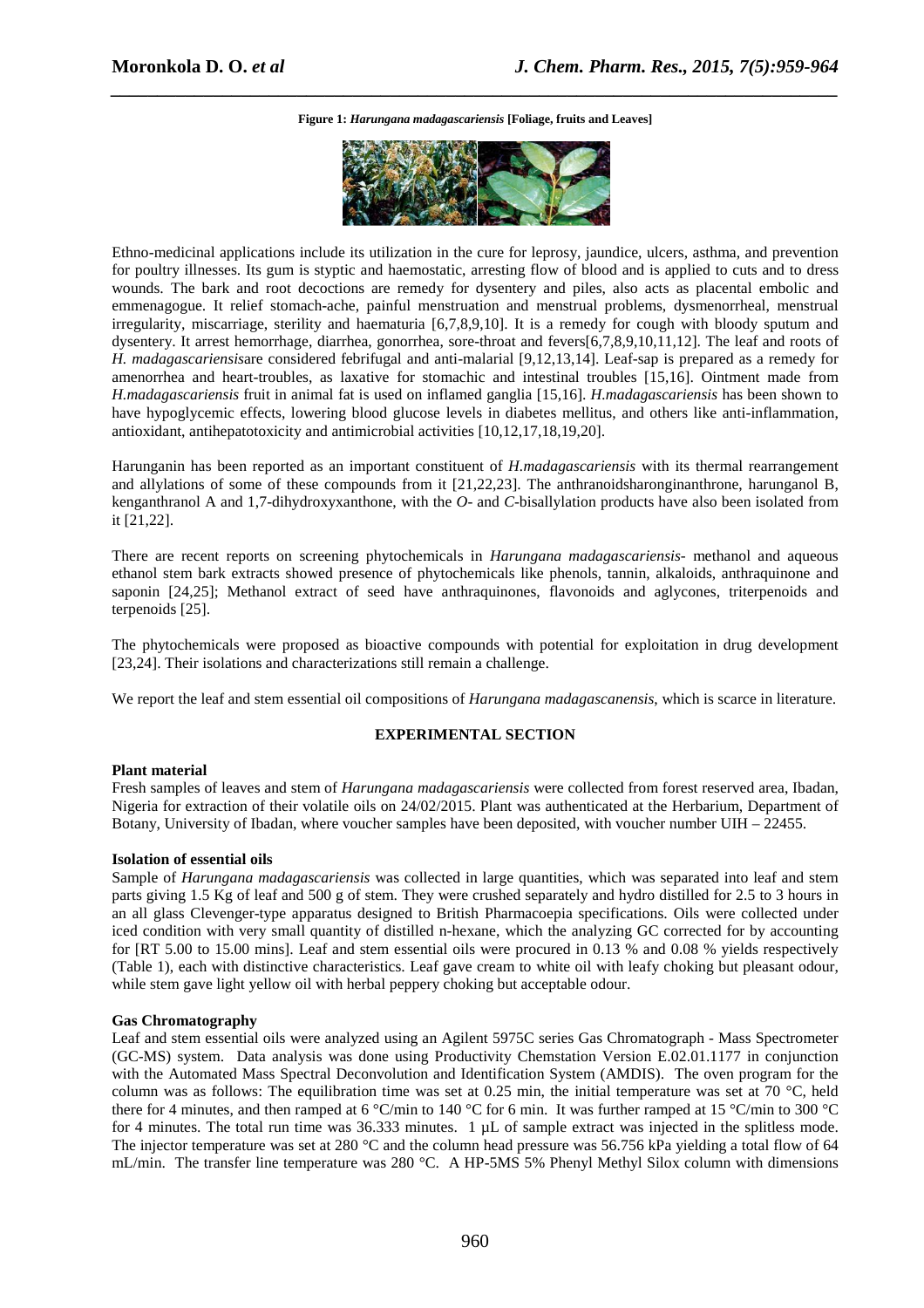**Figure 1:** ***Harungana madagascariensis*** **[Foliage, fruits and Leaves]**

Ethno-medicinal applications include its utilization in the cure for leprosy, jaundice, ulcers, asthma, and prevention for poultry illnesses. Its gum is styptic and haemostatic, arresting flow of blood and is applied to cuts and to dress wounds. The bark and root decoctions are remedy for dysentery and piles, also acts as placental embolic and emmenagogue. It relief stomach-ache, painful menstruation and menstrual problems, dysmenorrheal, menstrual irregularity, miscarriage, sterility and haematuria [6,7,8,9,10]. It is a remedy for cough with bloody sputum and dysentery. It arrest hemorrhage, diarrhea, gonorrhea, sore-throat and fevers[6,7,8,9,10,11,12]. The leaf and roots of *H. madagascariensis*are considered febrifugal and anti-malarial [9,12,13,14]. Leaf-sap is prepared as a remedy for amenorrhea and heart-troubles, as laxative for stomachic and intestinal troubles [15,16]. Ointment made from *H.madagascariensis* fruit in animal fat is used on inflamed ganglia [15,16]. *H.madagascariensis* has been shown to have hypoglycemic effects, lowering blood glucose levels in diabetes mellitus, and others like anti-inflammation, antioxidant, antihepatotoxicity and antimicrobial activities [10,12,17,18,19,20].

Harunganin has been reported as an important constituent of *H.madagascariensis* with its thermal rearrangement and allylations of some of these compounds from it [21,22,23]. The anthranoidsharonginanthrone, harunganol B, kenganthranol A and 1,7-dihydroxyxanthone, with the *O*- and *C*-bisallylation products have also been isolated from it [21,22].

There are recent reports on screening phytochemicals in *Harungana madagascariensis*- methanol and aqueous ethanol stem bark extracts showed presence of phytochemicals like phenols, tannin, alkaloids, anthraquinone and saponin [24,25]; Methanol extract of seed have anthraquinones, flavonoids and aglycones, triterpenoids and terpenoids [25].

The phytochemicals were proposed as bioactive compounds with potential for exploitation in drug development [23,24]. Their isolations and characterizations still remain a challenge.

We report the leaf and stem essential oil compositions of *Harungana madagascanensis*, which is scarce in literature.

## EXPERIMENTAL SECTION

**Plant material**

Fresh samples of leaves and stem of *Harungana madagascariensis* were collected from forest reserved area, Ibadan, Nigeria for extraction of their volatile oils on 24/02/2015. Plant was authenticated at the Herbarium, Department of Botany, University of Ibadan, where voucher samples have been deposited, with voucher number UIH – 22455.

**Isolation of essential oils**

Sample of *Harungana madagascariensis* was collected in large quantities, which was separated into leaf and stem parts giving 1.5 Kg of leaf and 500 g of stem. They were crushed separately and hydro distilled for 2.5 to 3 hours in an all glass Clevenger-type apparatus designed to British Pharmacoepia specifications. Oils were collected under iced condition with very small quantity of distilled n-hexane, which the analyzing GC corrected for by accounting for [RT 5.00 to 15.00 mins]. Leaf and stem essential oils were procured in 0.13 % and 0.08 % yields respectively (Table 1), each with distinctive characteristics. Leaf gave cream to white oil with leafy choking but pleasant odour, while stem gave light yellow oil with herbal peppery choking but acceptable odour.

**Gas Chromatography**

Leaf and stem essential oils were analyzed using an Agilent 5975C series Gas Chromatograph - Mass Spectrometer (GC-MS) system. Data analysis was done using Productivity Chemstation Version E.02.01.1177 in conjunction with the Automated Mass Spectral Deconvolution and Identification System (AMDIS). The oven program for the column was as follows: The equilibration time was set at 0.25 min, the initial temperature was set at 70 °C, held there for 4 minutes, and then ramped at 6 °C/min to 140 °C for 6 min. It was further ramped at 15 °C/min to 300 °C for 4 minutes. The total run time was 36.333 minutes. 1 µL of sample extract was injected in the splitless mode. The injector temperature was set at 280 °C and the column head pressure was 56.756 kPa yielding a total flow of 64 mL/min. The transfer line temperature was 280 °C. A HP-5MS 5% Phenyl Methyl Silox column with dimensions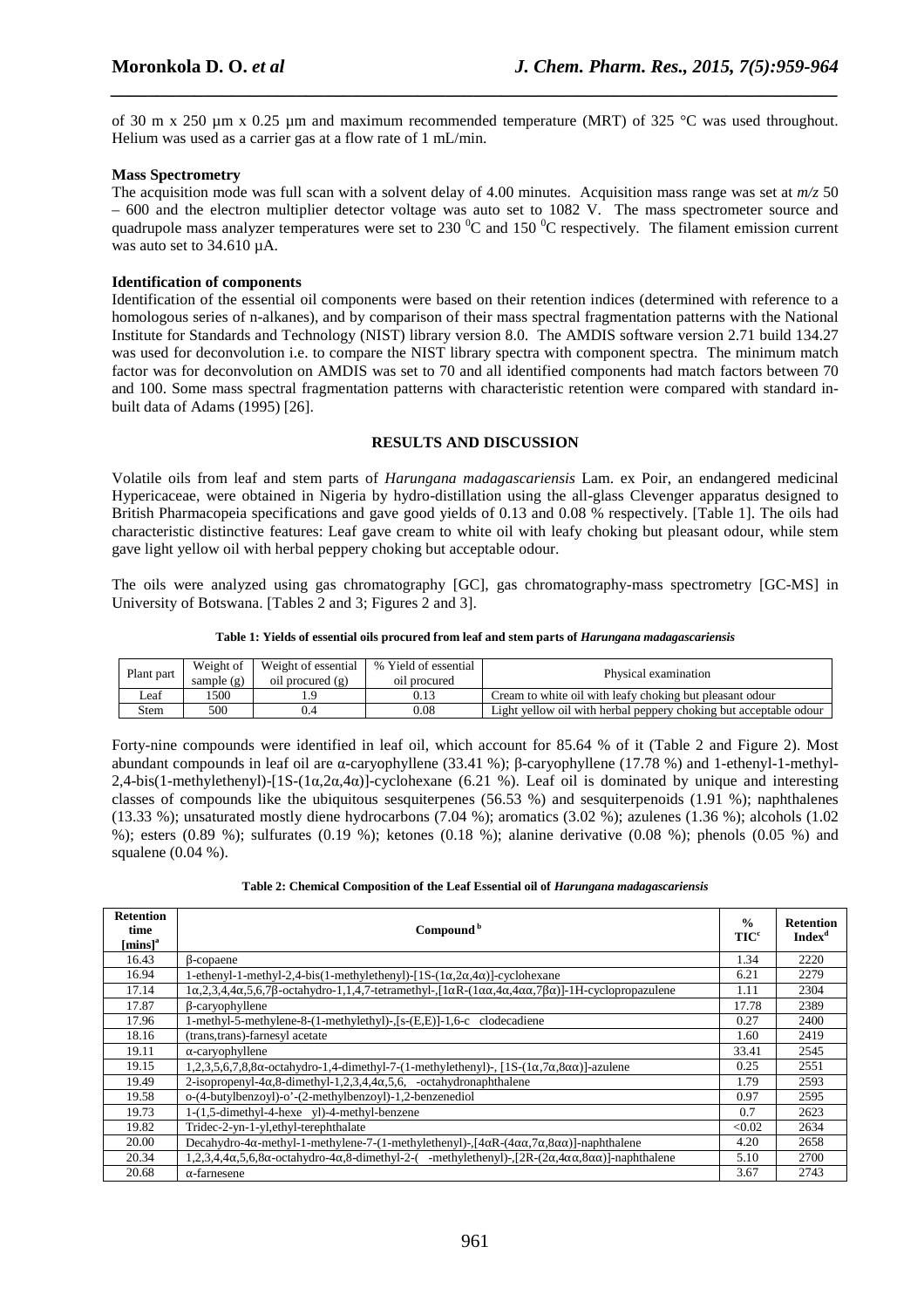of 30 m x 250 µm x 0.25 µm and maximum recommended temperature (MRT) of 325 °C was used throughout. Helium was used as a carrier gas at a flow rate of 1 mL/min.

**Mass Spectrometry**

The acquisition mode was full scan with a solvent delay of 4.00 minutes. Acquisition mass range was set at *m/z* 50 – 600 and the electron multiplier detector voltage was auto set to 1082 V. The mass spectrometer source and quadrupole mass analyzer temperatures were set to 230 $^0$C and 150 $^0$C respectively. The filament emission current was auto set to 34.610 µA.

**Identification of components**

Identification of the essential oil components were based on their retention indices (determined with reference to a homologous series of n-alkanes), and by comparison of their mass spectral fragmentation patterns with the National Institute for Standards and Technology (NIST) library version 8.0. The AMDIS software version 2.71 build 134.27 was used for deconvolution i.e. to compare the NIST library spectra with component spectra. The minimum match factor was for deconvolution on AMDIS was set to 70 and all identified components had match factors between 70 and 100. Some mass spectral fragmentation patterns with characteristic retention were compared with standard in-built data of Adams (1995) [26].

## RESULTS AND DISCUSSION

Volatile oils from leaf and stem parts of *Harungana madagascariensis* Lam. ex Poir, an endangered medicinal Hypericaceae, were obtained in Nigeria by hydro-distillation using the all-glass Clevenger apparatus designed to British Pharmacopeia specifications and gave good yields of 0.13 and 0.08 % respectively. [Table 1]. The oils had characteristic distinctive features: Leaf gave cream to white oil with leafy choking but pleasant odour, while stem gave light yellow oil with herbal peppery choking but acceptable odour.

The oils were analyzed using gas chromatography [GC], gas chromatography-mass spectrometry [GC-MS] in University of Botswana. [Tables 2 and 3; Figures 2 and 3].

**Table 1: Yields of essential oils procured from leaf and stem parts of *Harungana madagascariensis***

| Plant part | Weight of sample (g) | Weight of essential oil procured (g) | % Yield of essential oil procured | Physical examination |
|---|---|---|---|---|
| Leaf | 1500 | 1.9 | 0.13 | Cream to white oil with leafy choking but pleasant odour |
| Stem | 500 | 0.4 | 0.08 | Light yellow oil with herbal peppery choking but acceptable odour |

Forty-nine compounds were identified in leaf oil, which account for 85.64 % of it (Table 2 and Figure 2). Most abundant compounds in leaf oil are α-caryophyllene (33.41 %); β-caryophyllene (17.78 %) and 1-ethenyl-1-methyl-2,4-bis(1-methylethenyl)-[1S-(1α,2α,4α)]-cyclohexane (6.21 %). Leaf oil is dominated by unique and interesting classes of compounds like the ubiquitous sesquiterpenes (56.53 %) and sesquiterpenoids (1.91 %); naphthalenes (13.33 %); unsaturated mostly diene hydrocarbons (7.04 %); aromatics (3.02 %); azulenes (1.36 %); alcohols (1.02 %); esters (0.89 %); sulfurates (0.19 %); ketones (0.18 %); alanine derivative (0.08 %); phenols (0.05 %) and squalene (0.04 %).

**Table 2: Chemical Composition of the Leaf Essential oil of *Harungana madagascariensis***

| Retention time [mins][a] | Compound [b] | % TIC[c] | Retention Index[d] |
|---|---|---|---|
| 16.43 | β-copaene | 1.34 | 2220 |
| 16.94 | 1-ethenyl-1-methyl-2,4-bis(1-methylethenyl)-[1S-(1α,2α,4α)]-cyclohexane | 6.21 | 2279 |
| 17.14 | 1α,2,3,4,4α,5,6,7β-octahydro-1,1,4,7-tetramethyl-,[1αR-(1αα,4α,4αα,7βα)]-1H-cyclopropazulene | 1.11 | 2304 |
| 17.87 | β-caryophyllene | 17.78 | 2389 |
| 17.96 | 1-methyl-5-methylene-8-(1-methylethyl)-,[s-(E,E)]-1,6-c clodecadiene | 0.27 | 2400 |
| 18.16 | (trans,trans)-farnesyl acetate | 1.60 | 2419 |
| 19.11 | α-caryophyllene | 33.41 | 2545 |
| 19.15 | 1,2,3,5,6,7,8,8α-octahydro-1,4-dimethyl-7-(1-methylethenyl)-, [1S-(1α,7α,8αα)]-azulene | 0.25 | 2551 |
| 19.49 | 2-isopropenyl-4α,8-dimethyl-1,2,3,4,4α,5,6, -octahydronaphthalene | 1.79 | 2593 |
| 19.58 | o-(4-butylbenzoyl)-o'-(2-methylbenzoyl)-1,2-benzenediol | 0.97 | 2595 |
| 19.73 | 1-(1,5-dimethyl-4-hexe yl)-4-methyl-benzene | 0.7 | 2623 |
| 19.82 | Tridec-2-yn-1-yl,ethyl-terephthalate | <0.02 | 2634 |
| 20.00 | Decahydro-4α-methyl-1-methylene-7-(1-methylethenyl)-,[4αR-(4αα,7α,8αα)]-naphthalene | 4.20 | 2658 |
| 20.34 | 1,2,3,4,4α,5,6,8α-octahydro-4α,8-dimethyl-2-( -methylethenyl)-,[2R-(2α,4αα,8αα)]-naphthalene | 5.10 | 2700 |
| 20.68 | α-farnesene | 3.67 | 2743 |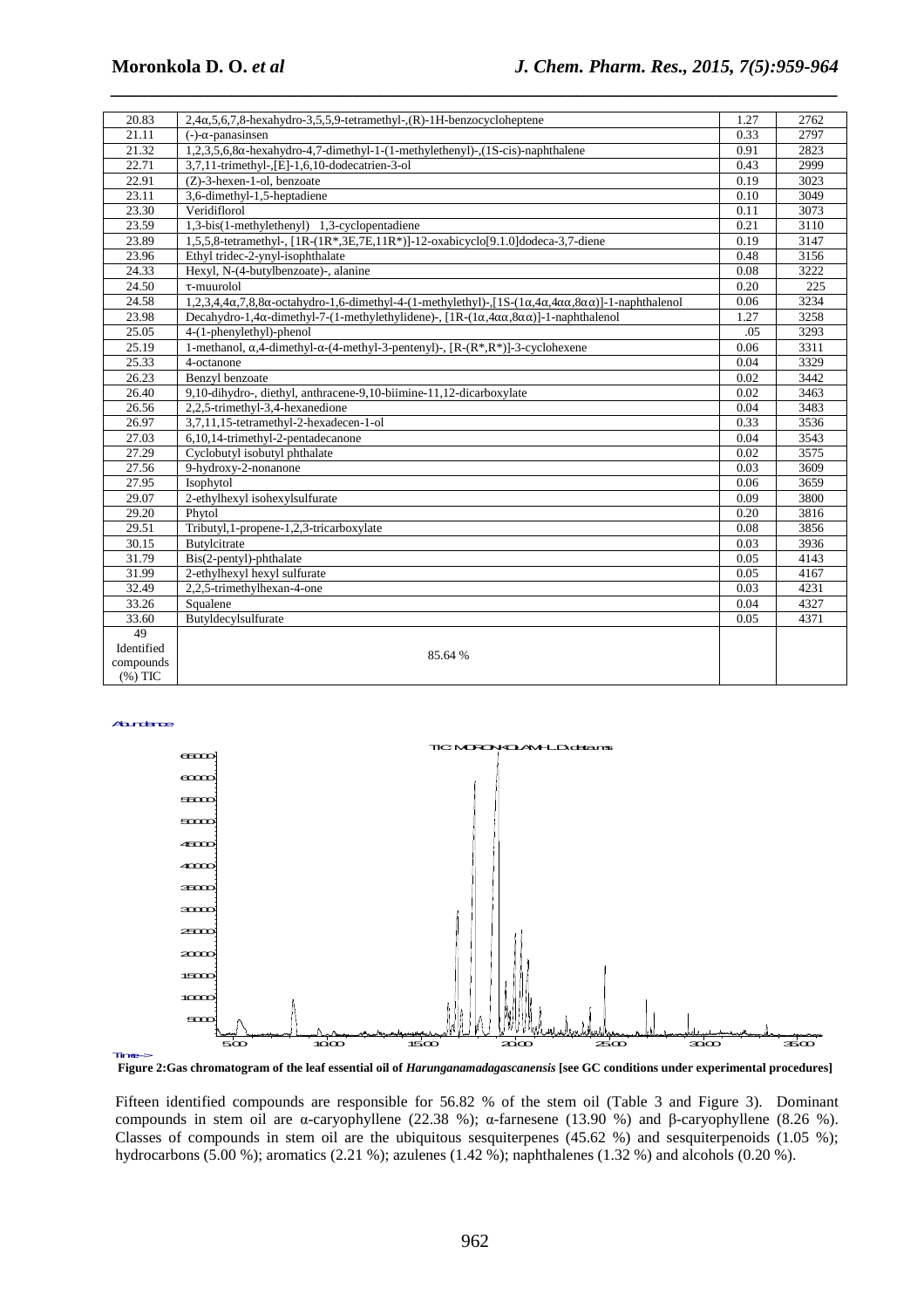| 20.83 | 2,4α,5,6,7,8-hexahydro-3,5,5,9-tetramethyl-,(R)-1H-benzocycloheptene | 1.27 | 2762 |
|---|---|---|---|
| 21.11 | (-)-α-panasinsen | 0.33 | 2797 |
| 21.32 | 1,2,3,5,6,8α-hexahydro-4,7-dimethyl-1-(1-methylethenyl)-,(1S-cis)-naphthalene | 0.91 | 2823 |
| 22.71 | 3,7,11-trimethyl-,[E]-1,6,10-dodecatrien-3-ol | 0.43 | 2999 |
| 22.91 | (Z)-3-hexen-1-ol, benzoate | 0.19 | 3023 |
| 23.11 | 3,6-dimethyl-1,5-heptadiene | 0.10 | 3049 |
| 23.30 | Veridiflorol | 0.11 | 3073 |
| 23.59 | 1,3-bis(1-methylethenyl) 1,3-cyclopentadiene | 0.21 | 3110 |
| 23.89 | 1,5,5,8-tetramethyl-, [1R-(1R*,3E,7E,11R*)]-12-oxabicyclo[9.1.0]dodeca-3,7-diene | 0.19 | 3147 |
| 23.96 | Ethyl tridec-2-ynyl-isophthalate | 0.48 | 3156 |
| 24.33 | Hexyl, N-(4-butylbenzoate)-, alanine | 0.08 | 3222 |
| 24.50 | τ-muurolol | 0.20 | 225 |
| 24.58 | 1,2,3,4,4α,7,8,8α-octahydro-1,6-dimethyl-4-(1-methylethyl)-,[1S-(1α,4α,4αα,8αα)]-1-naphthalenol | 0.06 | 3234 |
| 23.98 | Decahydro-1,4α-dimethyl-7-(1-methylethylidene)-, [1R-(1α,4αα,8αα)]-1-naphthalenol | 1.27 | 3258 |
| 25.05 | 4-(1-phenylethyl)-phenol | .05 | 3293 |
| 25.19 | 1-methanol, α,4-dimethyl-α-(4-methyl-3-pentenyl)-, [R-(R*,R*)]-3-cyclohexene | 0.06 | 3311 |
| 25.33 | 4-octanone | 0.04 | 3329 |
| 26.23 | Benzyl benzoate | 0.02 | 3442 |
| 26.40 | 9,10-dihydro-, diethyl, anthracene-9,10-biimine-11,12-dicarboxylate | 0.02 | 3463 |
| 26.56 | 2,2,5-trimethyl-3,4-hexanedione | 0.04 | 3483 |
| 26.97 | 3,7,11,15-tetramethyl-2-hexadecen-1-ol | 0.33 | 3536 |
| 27.03 | 6,10,14-trimethyl-2-pentadecanone | 0.04 | 3543 |
| 27.29 | Cyclobutyl isobutyl phthalate | 0.02 | 3575 |
| 27.56 | 9-hydroxy-2-nonanone | 0.03 | 3609 |
| 27.95 | Isophytol | 0.06 | 3659 |
| 29.07 | 2-ethylhexyl isohexylsulfurate | 0.09 | 3800 |
| 29.20 | Phytol | 0.20 | 3816 |
| 29.51 | Tributyl,1-propene-1,2,3-tricarboxylate | 0.08 | 3856 |
| 30.15 | Butylcitrate | 0.03 | 3936 |
| 31.79 | Bis(2-pentyl)-phthalate | 0.05 | 4143 |
| 31.99 | 2-ethylhexyl hexyl sulfurate | 0.05 | 4167 |
| 32.49 | 2,2,5-trimethylhexan-4-one | 0.03 | 4231 |
| 33.26 | Squalene | 0.04 | 4327 |
| 33.60 | Butyldecylsulfurate | 0.05 | 4371 |
| 49 Identified compounds (%) TIC | 85.64 % | | |

**Figure 2:Gas chromatogram of the leaf essential oil of *Harunganamadagascanensis* [see GC conditions under experimental procedures]**

Fifteen identified compounds are responsible for 56.82 % of the stem oil (Table 3 and Figure 3). Dominant compounds in stem oil are α-caryophyllene (22.38 %); α-farnesene (13.90 %) and β-caryophyllene (8.26 %). Classes of compounds in stem oil are the ubiquitous sesquiterpenes (45.62 %) and sesquiterpenoids (1.05 %); hydrocarbons (5.00 %); aromatics (2.21 %); azulenes (1.42 %); naphthalenes (1.32 %) and alcohols (0.20 %).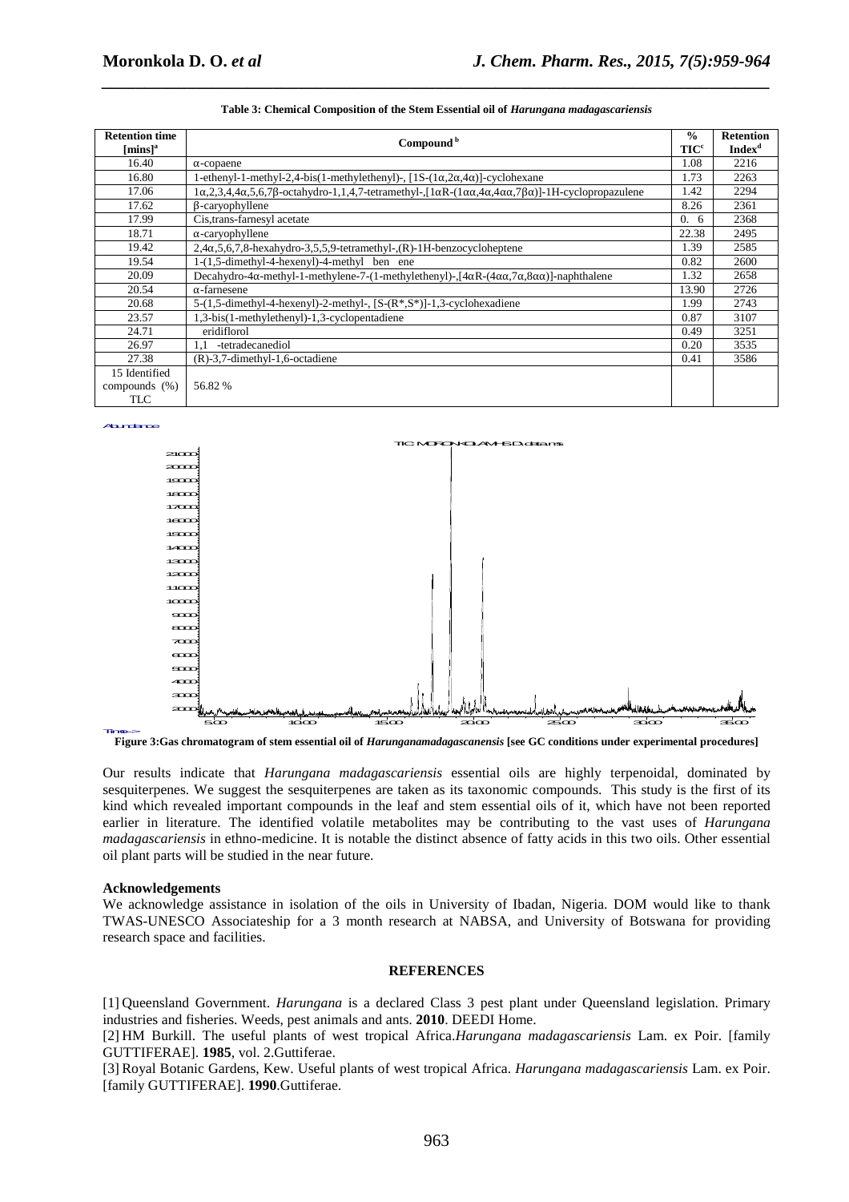**Table 3: Chemical Composition of the Stem Essential oil of *Harungana madagascariensis***

| Retention time [mins][a] | Compound [b] | % TIC[c] | Retention Index[d] |
|---|---|---|---|
| 16.40 | α-copaene | 1.08 | 2216 |
| 16.80 | 1-ethenyl-1-methyl-2,4-bis(1-methylethenyl)-, [1S-(1α,2α,4α)]-cyclohexane | 1.73 | 2263 |
| 17.06 | 1α,2,3,4,4α,5,6,7β-octahydro-1,1,4,7-tetramethyl-,[1αR-(1αα,4α,4αα,7βα)]-1H-cyclopropazulene | 1.42 | 2294 |
| 17.62 | β-caryophyllene | 8.26 | 2361 |
| 17.99 | Cis,trans-farnesyl acetate | 0. 6 | 2368 |
| 18.71 | α-caryophyllene | 22.38 | 2495 |
| 19.42 | 2,4α,5,6,7,8-hexahydro-3,5,5,9-tetramethyl-,(R)-1H-benzocycloheptene | 1.39 | 2585 |
| 19.54 | 1-(1,5-dimethyl-4-hexenyl)-4-methyl ben ene | 0.82 | 2600 |
| 20.09 | Decahydro-4α-methyl-1-methylene-7-(1-methylethenyl)-,[4αR-(4αα,7α,8αα)]-naphthalene | 1.32 | 2658 |
| 20.54 | α-farnesene | 13.90 | 2726 |
| 20.68 | 5-(1,5-dimethyl-4-hexenyl)-2-methyl-, [S-(R*,S*)]-1,3-cyclohexadiene | 1.99 | 2743 |
| 23.57 | 1,3-bis(1-methylethenyl)-1,3-cyclopentadiene | 0.87 | 3107 |
| 24.71 | eridiflorol | 0.49 | 3251 |
| 26.97 | 1,1 -tetradecanediol | 0.20 | 3535 |
| 27.38 | (R)-3,7-dimethyl-1,6-octadiene | 0.41 | 3586 |
| 15 Identified compounds (%) TLC | 56.82 % | | |

**Figure 3:Gas chromatogram of stem essential oil of *Harunganamadagascanensis* [see GC conditions under experimental procedures]**

Our results indicate that *Harungana madagascariensis* essential oils are highly terpenoidal, dominated by sesquiterpenes. We suggest the sesquiterpenes are taken as its taxonomic compounds. This study is the first of its kind which revealed important compounds in the leaf and stem essential oils of it, which have not been reported earlier in literature. The identified volatile metabolites may be contributing to the vast uses of *Harungana madagascariensis* in ethno-medicine. It is notable the distinct absence of fatty acids in this two oils. Other essential oil plant parts will be studied in the near future.

#### Acknowledgements

We acknowledge assistance in isolation of the oils in University of Ibadan, Nigeria. DOM would like to thank TWAS-UNESCO Associateship for a 3 month research at NABSA, and University of Botswana for providing research space and facilities.

## REFERENCES

[1] Queensland Government. *Harungana* is a declared Class 3 pest plant under Queensland legislation. Primary industries and fisheries. Weeds, pest animals and ants. **2010**. DEEDI Home.

[2] HM Burkill. The useful plants of west tropical Africa.*Harungana madagascariensis* Lam. ex Poir. [family GUTTIFERAE]. **1985**, vol. 2.Guttiferae.

[3] Royal Botanic Gardens, Kew. Useful plants of west tropical Africa. *Harungana madagascariensis* Lam. ex Poir. [family GUTTIFERAE]. **1990**.Guttiferae.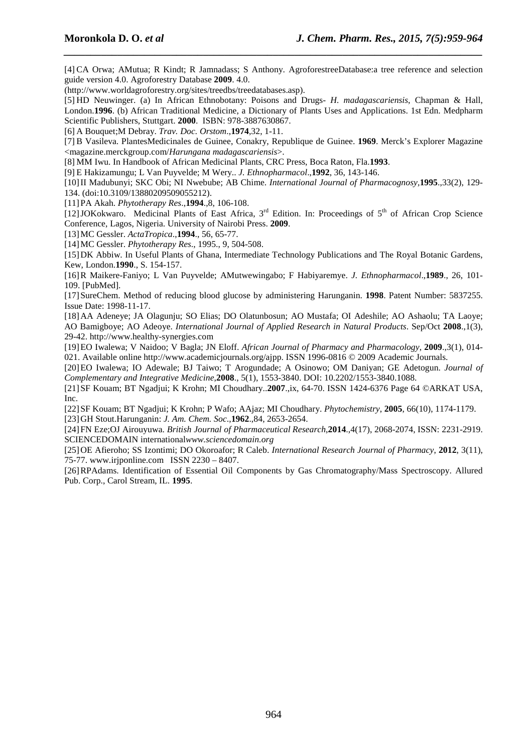[4] CA Orwa; AMutua; R Kindt; R Jamnadass; S Anthony. AgroforestreeDatabase:a tree reference and selection guide version 4.0. Agroforestry Database **2009**. 4.0.
(http://www.worldagroforestry.org/sites/treedbs/treedatabases.asp).

[5] HD Neuwinger. (a) In African Ethnobotany: Poisons and Drugs- *H. madagascariensis*, Chapman & Hall, London.**1996**. (b) African Traditional Medicine, a Dictionary of Plants Uses and Applications. 1st Edn. Medpharm Scientific Publishers, Stuttgart. **2000**. ISBN: 978-3887630867.

[6] A Bouquet;M Debray. *Trav. Doc. Orstom*.,**1974**,32, 1-11.

[7] B Vasileva. PlantesMedicinales de Guinee, Conakry, Republique de Guinee. **1969**. Merck's Explorer Magazine <magazine.merckgroup.com/*Harungana madagascariensis*>.

[8] MM Iwu. In Handbook of African Medicinal Plants, CRC Press, Boca Raton, Fla.**1993**.

[9] E Hakizamungu; L Van Puyvelde; M Wery.. *J. Ethnopharmacol*.,**1992**, 36, 143-146.

[10] II Madubunyi; SKC Obi; NI Nwebube; AB Chime. *International Journal of Pharmacognosy*,**1995**.,33(2), 129-134. (doi:10.3109/13880209509055212).

[11] PA Akah. *Phytotherapy Res*.,**1994**.,8, 106-108.

[12] JOKokwaro. Medicinal Plants of East Africa, 3rd Edition. In: Proceedings of 5th of African Crop Science Conference, Lagos, Nigeria. University of Nairobi Press. **2009**.

[13] MC Gessler. *ActaTropica*.,**1994**., 56, 65-77.

[14] MC Gessler. *Phytotherapy Res*., 1995., 9, 504-508.

[15] DK Abbiw. In Useful Plants of Ghana, Intermediate Technology Publications and The Royal Botanic Gardens, Kew, London.**1990**., S. 154-157.

[16] R Maikere-Faniyo; L Van Puyvelde; AMutwewingabo; F Habiyaremye. *J. Ethnopharmacol*.,**1989**., 26, 101-109. [PubMed].

[17] SureChem. Method of reducing blood glucose by administering Harunganin. **1998**. Patent Number: 5837255. Issue Date: 1998-11-17.

[18] AA Adeneye; JA Olagunju; SO Elias; DO Olatunbosun; AO Mustafa; OI Adeshile; AO Ashaolu; TA Laoye; AO Bamigboye; AO Adeoye. *International Journal of Applied Research in Natural Products*. Sep/Oct **2008**.,1(3), 29-42. http://www.healthy-synergies.com

[19] EO Iwalewa; V Naidoo; V Bagla; JN Eloff. *African Journal of Pharmacy and Pharmacology*, **2009**.,3(1), 014-021. Available online http://www.academicjournals.org/ajpp. ISSN 1996-0816 © 2009 Academic Journals.

[20] EO Iwalewa; IO Adewale; BJ Taiwo; T Arogundade; A Osinowo; OM Daniyan; GE Adetogun. *Journal of Complementary and Integrative Medicine*,**2008**., 5(1), 1553-3840. DOI: 10.2202/1553-3840.1088.

[21] SF Kouam; BT Ngadjui; K Krohn; MI Choudhary..**2007**.,ix, 64-70. ISSN 1424-6376 Page 64 ©ARKAT USA, Inc.

[22] SF Kouam; BT Ngadjui; K Krohn; P Wafo; AAjaz; MI Choudhary. *Phytochemistry*, **2005**, 66(10), 1174-1179.

[23] GH Stout.Harunganin: *J. Am. Chem. Soc*.,**1962**.,84, 2653-2654.

[24] FN Eze;OJ Airouyuwa. *British Journal of Pharmaceutical Research*,**2014**.,4(17), 2068-2074, ISSN: 2231-2919. SCIENCEDOMAIN international*www.sciencedomain.org*

[25] OE Afieroho; SS Izontimi; DO Okoroafor; R Caleb. *International Research Journal of Pharmacy*, **2012**, 3(11), 75-77. www.irjponline.com ISSN 2230 – 8407.

[26] RPAdams. Identification of Essential Oil Components by Gas Chromatography/Mass Spectroscopy. Allured Pub. Corp., Carol Stream, IL. **1995**.